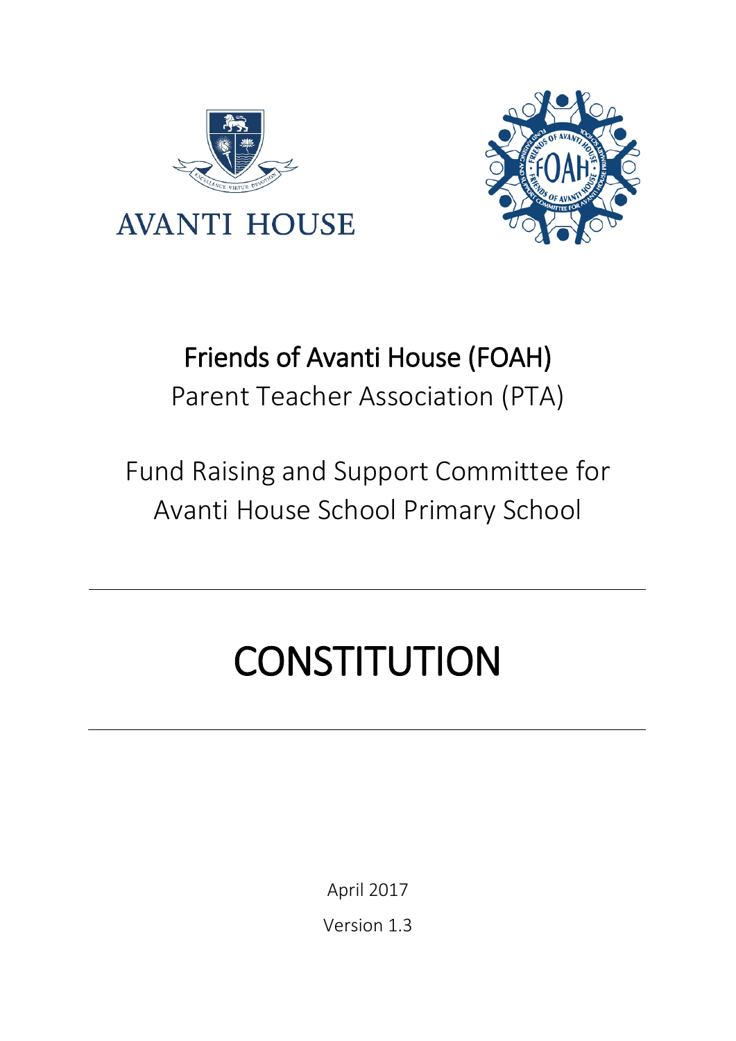AVANTI HOUSE

# Friends of Avanti House (FOAH)

Parent Teacher Association (PTA)

Fund Raising and Support Committee for Avanti House School Primary School

---

# CONSTITUTION

---

April 2017

Version 1.3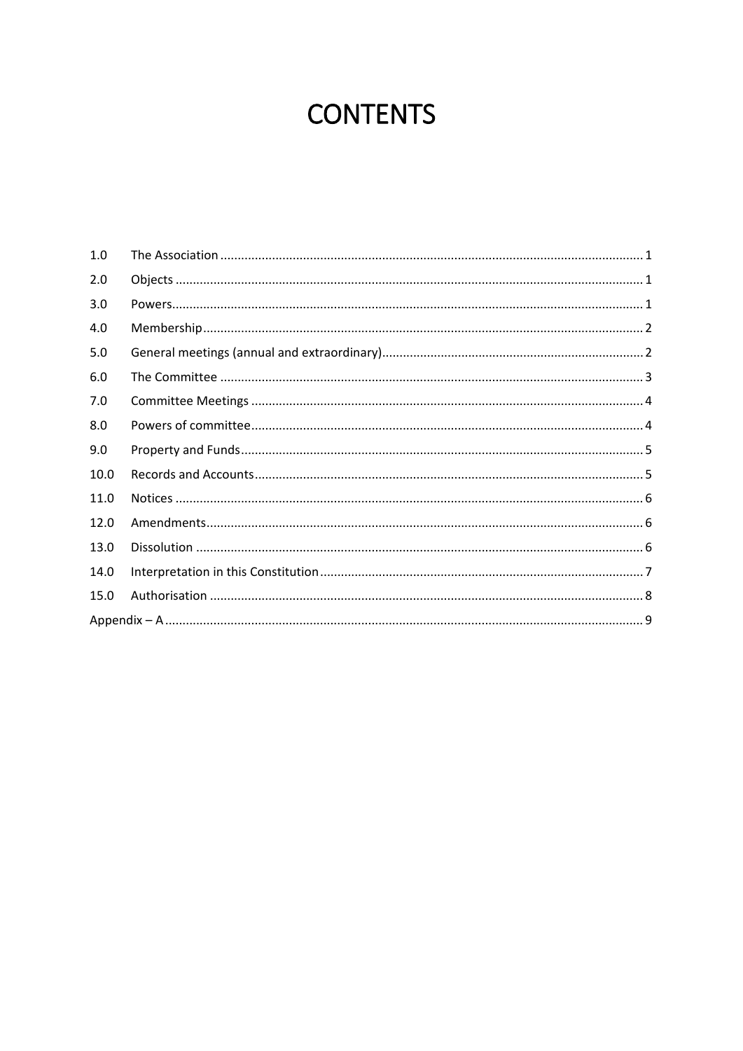# CONTENTS

| | | |
|---|---|---|
| 1.0 | The Association | 1 |
| 2.0 | Objects | 1 |
| 3.0 | Powers | 1 |
| 4.0 | Membership | 2 |
| 5.0 | General meetings (annual and extraordinary) | 2 |
| 6.0 | The Committee | 3 |
| 7.0 | Committee Meetings | 4 |
| 8.0 | Powers of committee | 4 |
| 9.0 | Property and Funds | 5 |
| 10.0 | Records and Accounts | 5 |
| 11.0 | Notices | 6 |
| 12.0 | Amendments | 6 |
| 13.0 | Dissolution | 6 |
| 14.0 | Interpretation in this Constitution | 7 |
| 15.0 | Authorisation | 8 |
| Appendix – A | | 9 |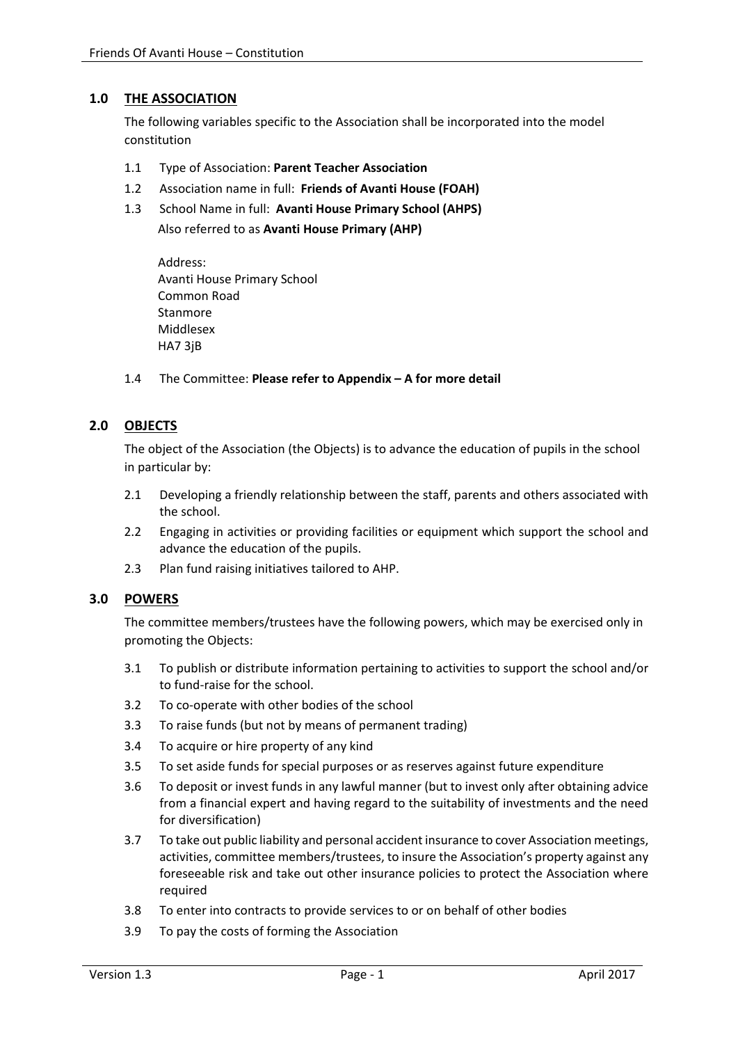## 1.0 THE ASSOCIATION

The following variables specific to the Association shall be incorporated into the model constitution

1.1 Type of Association: **Parent Teacher Association**

1.2 Association name in full: **Friends of Avanti House (FOAH)**

1.3 School Name in full: **Avanti House Primary School (AHPS)**
Also referred to as **Avanti House Primary (AHP)**

Address:
Avanti House Primary School
Common Road
Stanmore
Middlesex
HA7 3jB

1.4 The Committee: **Please refer to Appendix – A for more detail**

## 2.0 OBJECTS

The object of the Association (the Objects) is to advance the education of pupils in the school in particular by:

2.1 Developing a friendly relationship between the staff, parents and others associated with the school.

2.2 Engaging in activities or providing facilities or equipment which support the school and advance the education of the pupils.

2.3 Plan fund raising initiatives tailored to AHP.

## 3.0 POWERS

The committee members/trustees have the following powers, which may be exercised only in promoting the Objects:

3.1 To publish or distribute information pertaining to activities to support the school and/or to fund-raise for the school.

3.2 To co-operate with other bodies of the school

3.3 To raise funds (but not by means of permanent trading)

3.4 To acquire or hire property of any kind

3.5 To set aside funds for special purposes or as reserves against future expenditure

3.6 To deposit or invest funds in any lawful manner (but to invest only after obtaining advice from a financial expert and having regard to the suitability of investments and the need for diversification)

3.7 To take out public liability and personal accident insurance to cover Association meetings, activities, committee members/trustees, to insure the Association's property against any foreseeable risk and take out other insurance policies to protect the Association where required

3.8 To enter into contracts to provide services to or on behalf of other bodies

3.9 To pay the costs of forming the Association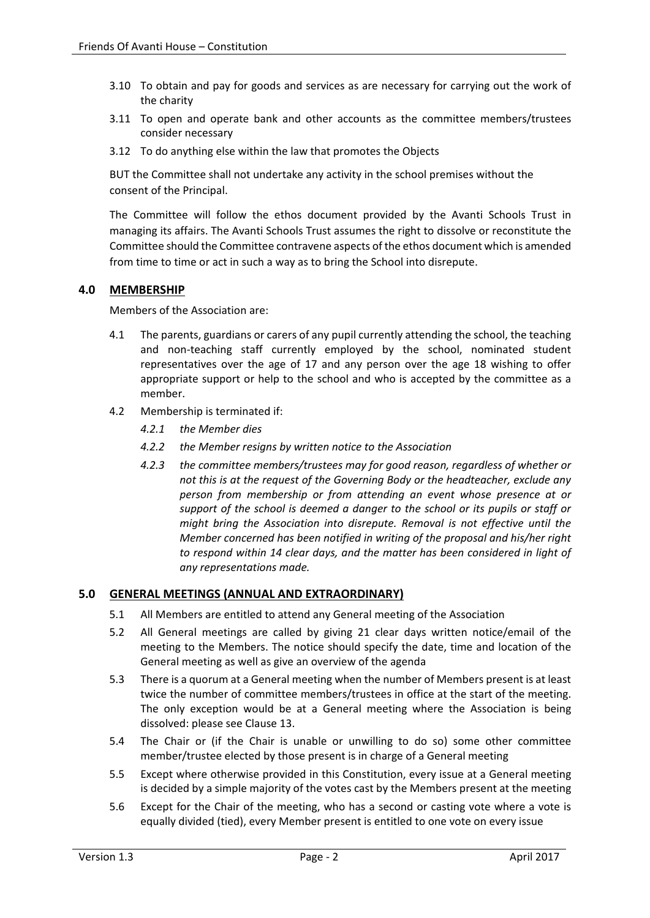3.10 To obtain and pay for goods and services as are necessary for carrying out the work of the charity

3.11 To open and operate bank and other accounts as the committee members/trustees consider necessary

3.12 To do anything else within the law that promotes the Objects

BUT the Committee shall not undertake any activity in the school premises without the consent of the Principal.

The Committee will follow the ethos document provided by the Avanti Schools Trust in managing its affairs. The Avanti Schools Trust assumes the right to dissolve or reconstitute the Committee should the Committee contravene aspects of the ethos document which is amended from time to time or act in such a way as to bring the School into disrepute.

## 4.0 MEMBERSHIP

Members of the Association are:

4.1 The parents, guardians or carers of any pupil currently attending the school, the teaching and non-teaching staff currently employed by the school, nominated student representatives over the age of 17 and any person over the age 18 wishing to offer appropriate support or help to the school and who is accepted by the committee as a member.

4.2 Membership is terminated if:

*4.2.1 the Member dies*

*4.2.2 the Member resigns by written notice to the Association*

*4.2.3 the committee members/trustees may for good reason, regardless of whether or not this is at the request of the Governing Body or the headteacher, exclude any person from membership or from attending an event whose presence at or support of the school is deemed a danger to the school or its pupils or staff or might bring the Association into disrepute. Removal is not effective until the Member concerned has been notified in writing of the proposal and his/her right to respond within 14 clear days, and the matter has been considered in light of any representations made.*

## 5.0 GENERAL MEETINGS (ANNUAL AND EXTRAORDINARY)

5.1 All Members are entitled to attend any General meeting of the Association

5.2 All General meetings are called by giving 21 clear days written notice/email of the meeting to the Members. The notice should specify the date, time and location of the General meeting as well as give an overview of the agenda

5.3 There is a quorum at a General meeting when the number of Members present is at least twice the number of committee members/trustees in office at the start of the meeting. The only exception would be at a General meeting where the Association is being dissolved: please see Clause 13.

5.4 The Chair or (if the Chair is unable or unwilling to do so) some other committee member/trustee elected by those present is in charge of a General meeting

5.5 Except where otherwise provided in this Constitution, every issue at a General meeting is decided by a simple majority of the votes cast by the Members present at the meeting

5.6 Except for the Chair of the meeting, who has a second or casting vote where a vote is equally divided (tied), every Member present is entitled to one vote on every issue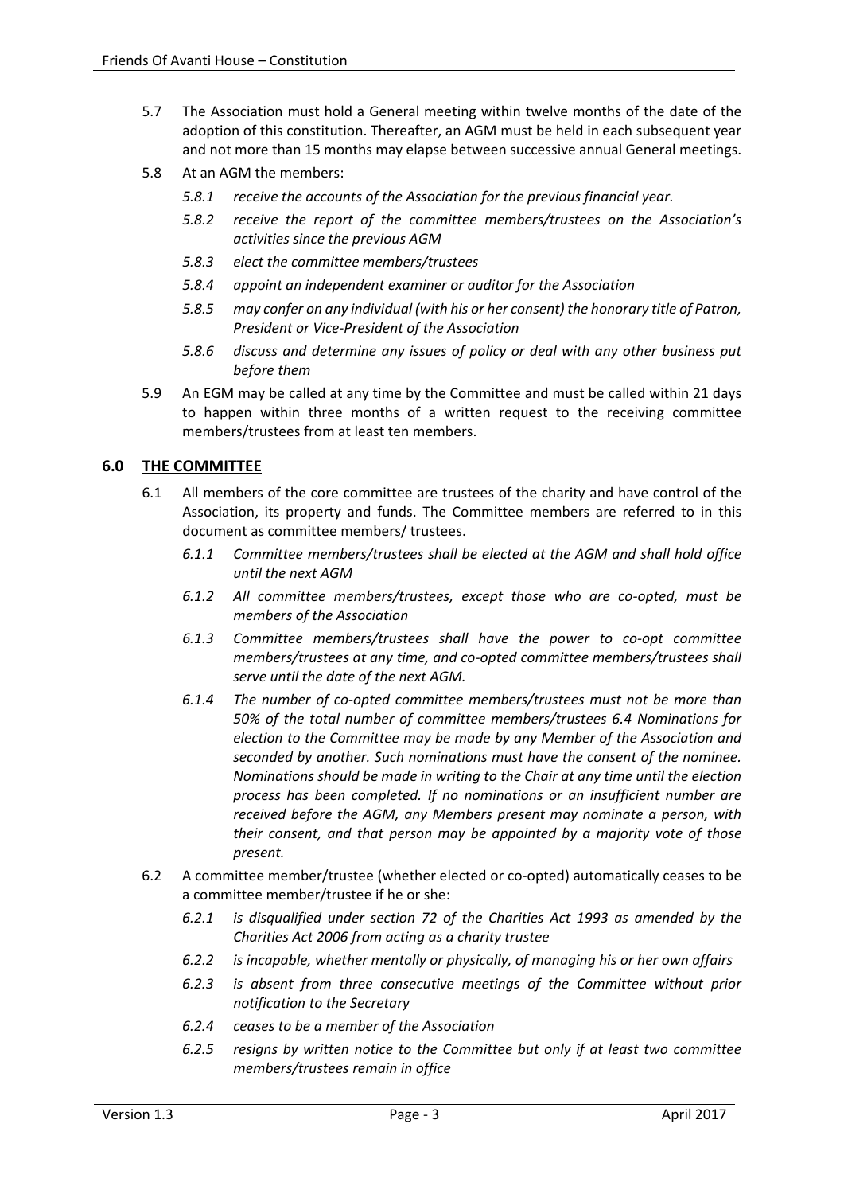5.7 The Association must hold a General meeting within twelve months of the date of the adoption of this constitution. Thereafter, an AGM must be held in each subsequent year and not more than 15 months may elapse between successive annual General meetings.

5.8 At an AGM the members:

*5.8.1 receive the accounts of the Association for the previous financial year.*

*5.8.2 receive the report of the committee members/trustees on the Association's activities since the previous AGM*

*5.8.3 elect the committee members/trustees*

*5.8.4 appoint an independent examiner or auditor for the Association*

*5.8.5 may confer on any individual (with his or her consent) the honorary title of Patron, President or Vice-President of the Association*

*5.8.6 discuss and determine any issues of policy or deal with any other business put before them*

5.9 An EGM may be called at any time by the Committee and must be called within 21 days to happen within three months of a written request to the receiving committee members/trustees from at least ten members.

## 6.0 THE COMMITTEE

6.1 All members of the core committee are trustees of the charity and have control of the Association, its property and funds. The Committee members are referred to in this document as committee members/ trustees.

*6.1.1 Committee members/trustees shall be elected at the AGM and shall hold office until the next AGM*

*6.1.2 All committee members/trustees, except those who are co-opted, must be members of the Association*

*6.1.3 Committee members/trustees shall have the power to co-opt committee members/trustees at any time, and co-opted committee members/trustees shall serve until the date of the next AGM.*

*6.1.4 The number of co-opted committee members/trustees must not be more than 50% of the total number of committee members/trustees 6.4 Nominations for election to the Committee may be made by any Member of the Association and seconded by another. Such nominations must have the consent of the nominee. Nominations should be made in writing to the Chair at any time until the election process has been completed. If no nominations or an insufficient number are received before the AGM, any Members present may nominate a person, with their consent, and that person may be appointed by a majority vote of those present.*

6.2 A committee member/trustee (whether elected or co-opted) automatically ceases to be a committee member/trustee if he or she:

*6.2.1 is disqualified under section 72 of the Charities Act 1993 as amended by the Charities Act 2006 from acting as a charity trustee*

*6.2.2 is incapable, whether mentally or physically, of managing his or her own affairs*

*6.2.3 is absent from three consecutive meetings of the Committee without prior notification to the Secretary*

*6.2.4 ceases to be a member of the Association*

*6.2.5 resigns by written notice to the Committee but only if at least two committee members/trustees remain in office*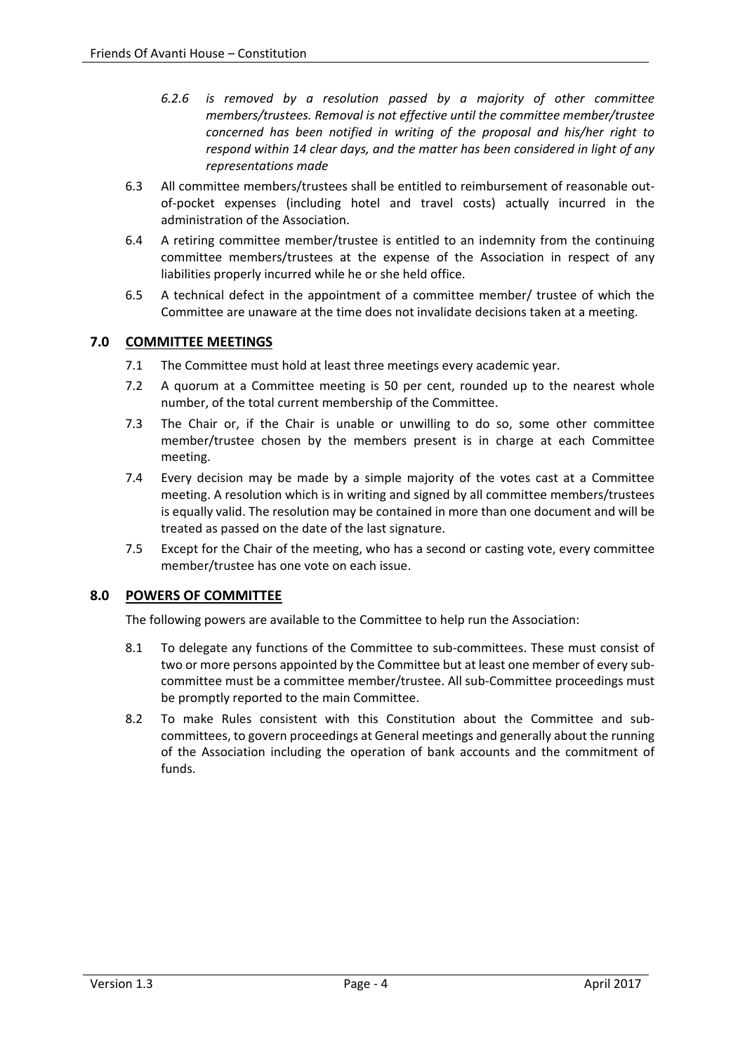*6.2.6 is removed by a resolution passed by a majority of other committee members/trustees. Removal is not effective until the committee member/trustee concerned has been notified in writing of the proposal and his/her right to respond within 14 clear days, and the matter has been considered in light of any representations made*

6.3 All committee members/trustees shall be entitled to reimbursement of reasonable out-of-pocket expenses (including hotel and travel costs) actually incurred in the administration of the Association.

6.4 A retiring committee member/trustee is entitled to an indemnity from the continuing committee members/trustees at the expense of the Association in respect of any liabilities properly incurred while he or she held office.

6.5 A technical defect in the appointment of a committee member/ trustee of which the Committee are unaware at the time does not invalidate decisions taken at a meeting.

## 7.0 COMMITTEE MEETINGS

7.1 The Committee must hold at least three meetings every academic year.

7.2 A quorum at a Committee meeting is 50 per cent, rounded up to the nearest whole number, of the total current membership of the Committee.

7.3 The Chair or, if the Chair is unable or unwilling to do so, some other committee member/trustee chosen by the members present is in charge at each Committee meeting.

7.4 Every decision may be made by a simple majority of the votes cast at a Committee meeting. A resolution which is in writing and signed by all committee members/trustees is equally valid. The resolution may be contained in more than one document and will be treated as passed on the date of the last signature.

7.5 Except for the Chair of the meeting, who has a second or casting vote, every committee member/trustee has one vote on each issue.

## 8.0 POWERS OF COMMITTEE

The following powers are available to the Committee to help run the Association:

8.1 To delegate any functions of the Committee to sub-committees. These must consist of two or more persons appointed by the Committee but at least one member of every sub-committee must be a committee member/trustee. All sub-Committee proceedings must be promptly reported to the main Committee.

8.2 To make Rules consistent with this Constitution about the Committee and sub-committees, to govern proceedings at General meetings and generally about the running of the Association including the operation of bank accounts and the commitment of funds.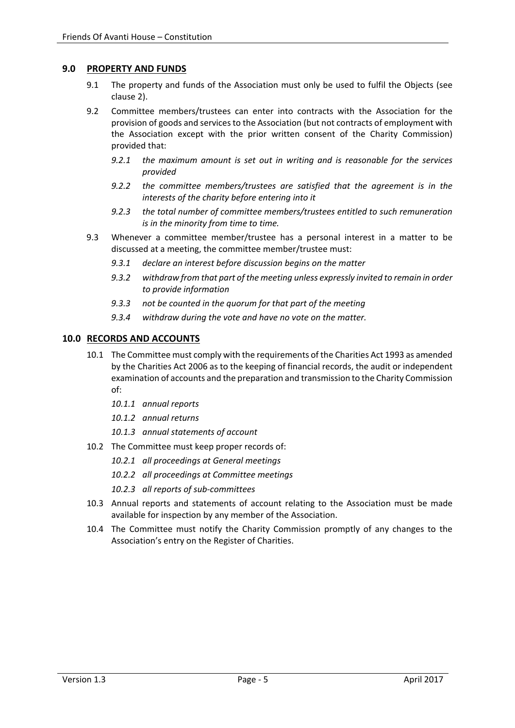## 9.0 PROPERTY AND FUNDS

9.1 The property and funds of the Association must only be used to fulfil the Objects (see clause 2).

9.2 Committee members/trustees can enter into contracts with the Association for the provision of goods and services to the Association (but not contracts of employment with the Association except with the prior written consent of the Charity Commission) provided that:

*9.2.1 the maximum amount is set out in writing and is reasonable for the services provided*

*9.2.2 the committee members/trustees are satisfied that the agreement is in the interests of the charity before entering into it*

*9.2.3 the total number of committee members/trustees entitled to such remuneration is in the minority from time to time.*

9.3 Whenever a committee member/trustee has a personal interest in a matter to be discussed at a meeting, the committee member/trustee must:

*9.3.1 declare an interest before discussion begins on the matter*

*9.3.2 withdraw from that part of the meeting unless expressly invited to remain in order to provide information*

*9.3.3 not be counted in the quorum for that part of the meeting*

*9.3.4 withdraw during the vote and have no vote on the matter.*

## 10.0 RECORDS AND ACCOUNTS

10.1 The Committee must comply with the requirements of the Charities Act 1993 as amended by the Charities Act 2006 as to the keeping of financial records, the audit or independent examination of accounts and the preparation and transmission to the Charity Commission of:

*10.1.1 annual reports*

*10.1.2 annual returns*

*10.1.3 annual statements of account*

10.2 The Committee must keep proper records of:

*10.2.1 all proceedings at General meetings*

*10.2.2 all proceedings at Committee meetings*

*10.2.3 all reports of sub-committees*

10.3 Annual reports and statements of account relating to the Association must be made available for inspection by any member of the Association.

10.4 The Committee must notify the Charity Commission promptly of any changes to the Association's entry on the Register of Charities.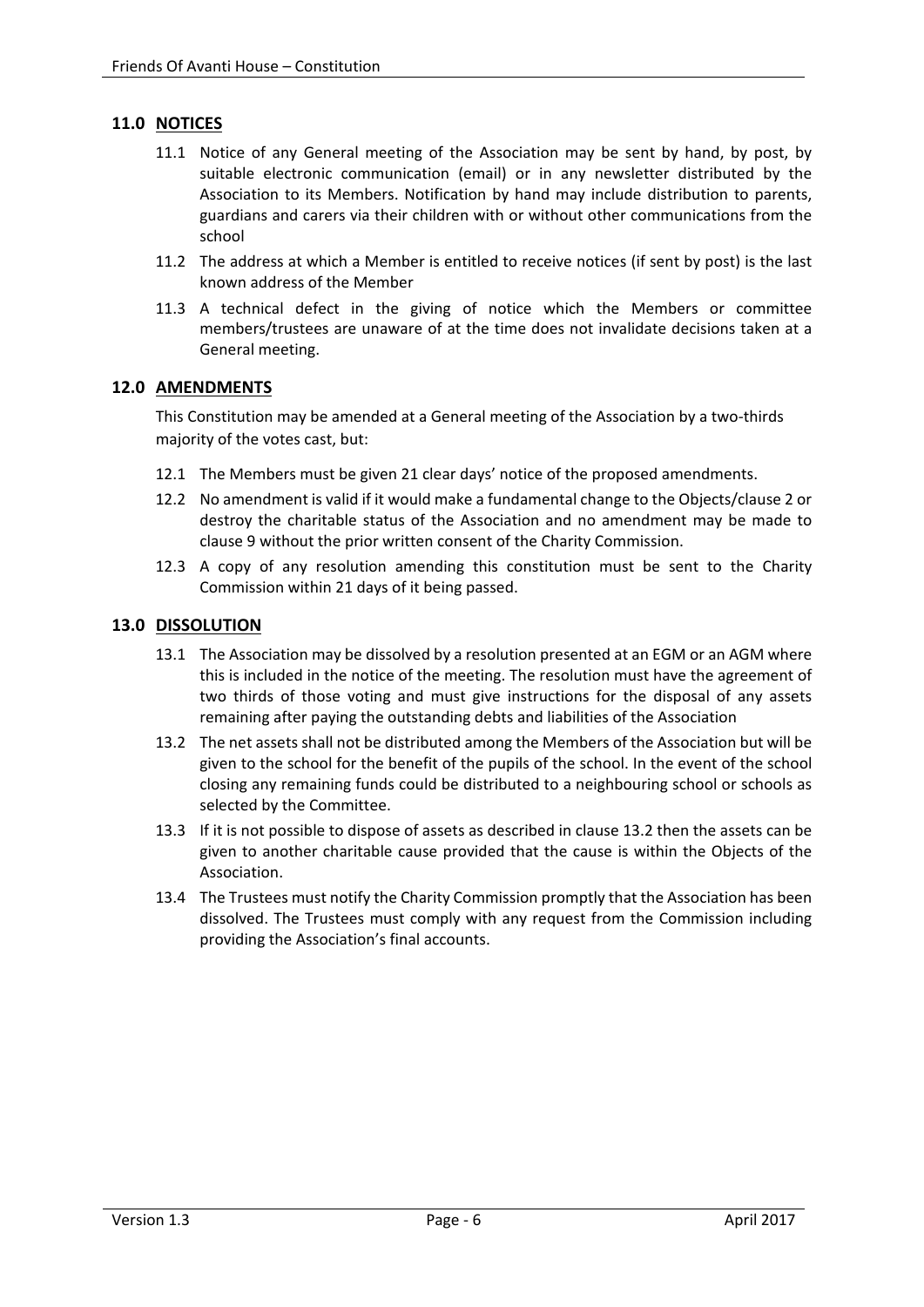## 11.0 NOTICES

11.1 Notice of any General meeting of the Association may be sent by hand, by post, by suitable electronic communication (email) or in any newsletter distributed by the Association to its Members. Notification by hand may include distribution to parents, guardians and carers via their children with or without other communications from the school

11.2 The address at which a Member is entitled to receive notices (if sent by post) is the last known address of the Member

11.3 A technical defect in the giving of notice which the Members or committee members/trustees are unaware of at the time does not invalidate decisions taken at a General meeting.

## 12.0 AMENDMENTS

This Constitution may be amended at a General meeting of the Association by a two-thirds majority of the votes cast, but:

12.1 The Members must be given 21 clear days' notice of the proposed amendments.

12.2 No amendment is valid if it would make a fundamental change to the Objects/clause 2 or destroy the charitable status of the Association and no amendment may be made to clause 9 without the prior written consent of the Charity Commission.

12.3 A copy of any resolution amending this constitution must be sent to the Charity Commission within 21 days of it being passed.

## 13.0 DISSOLUTION

13.1 The Association may be dissolved by a resolution presented at an EGM or an AGM where this is included in the notice of the meeting. The resolution must have the agreement of two thirds of those voting and must give instructions for the disposal of any assets remaining after paying the outstanding debts and liabilities of the Association

13.2 The net assets shall not be distributed among the Members of the Association but will be given to the school for the benefit of the pupils of the school. In the event of the school closing any remaining funds could be distributed to a neighbouring school or schools as selected by the Committee.

13.3 If it is not possible to dispose of assets as described in clause 13.2 then the assets can be given to another charitable cause provided that the cause is within the Objects of the Association.

13.4 The Trustees must notify the Charity Commission promptly that the Association has been dissolved. The Trustees must comply with any request from the Commission including providing the Association's final accounts.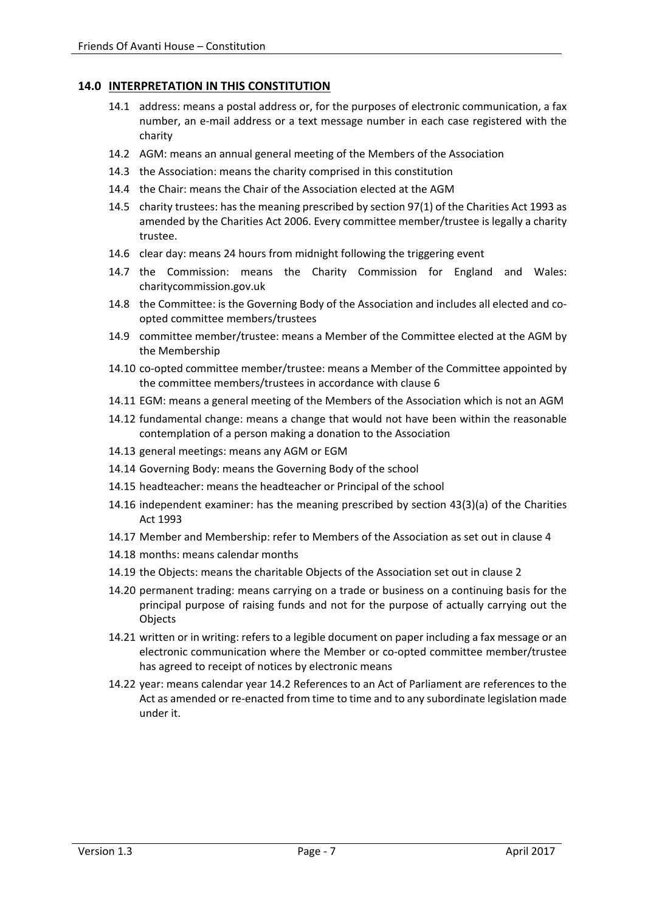## 14.0 INTERPRETATION IN THIS CONSTITUTION

14.1 address: means a postal address or, for the purposes of electronic communication, a fax number, an e-mail address or a text message number in each case registered with the charity

14.2 AGM: means an annual general meeting of the Members of the Association

14.3 the Association: means the charity comprised in this constitution

14.4 the Chair: means the Chair of the Association elected at the AGM

14.5 charity trustees: has the meaning prescribed by section 97(1) of the Charities Act 1993 as amended by the Charities Act 2006. Every committee member/trustee is legally a charity trustee.

14.6 clear day: means 24 hours from midnight following the triggering event

14.7 the Commission: means the Charity Commission for England and Wales: charitycommission.gov.uk

14.8 the Committee: is the Governing Body of the Association and includes all elected and co-opted committee members/trustees

14.9 committee member/trustee: means a Member of the Committee elected at the AGM by the Membership

14.10 co-opted committee member/trustee: means a Member of the Committee appointed by the committee members/trustees in accordance with clause 6

14.11 EGM: means a general meeting of the Members of the Association which is not an AGM

14.12 fundamental change: means a change that would not have been within the reasonable contemplation of a person making a donation to the Association

14.13 general meetings: means any AGM or EGM

14.14 Governing Body: means the Governing Body of the school

14.15 headteacher: means the headteacher or Principal of the school

14.16 independent examiner: has the meaning prescribed by section 43(3)(a) of the Charities Act 1993

14.17 Member and Membership: refer to Members of the Association as set out in clause 4

14.18 months: means calendar months

14.19 the Objects: means the charitable Objects of the Association set out in clause 2

14.20 permanent trading: means carrying on a trade or business on a continuing basis for the principal purpose of raising funds and not for the purpose of actually carrying out the Objects

14.21 written or in writing: refers to a legible document on paper including a fax message or an electronic communication where the Member or co-opted committee member/trustee has agreed to receipt of notices by electronic means

14.22 year: means calendar year 14.2 References to an Act of Parliament are references to the Act as amended or re-enacted from time to time and to any subordinate legislation made under it.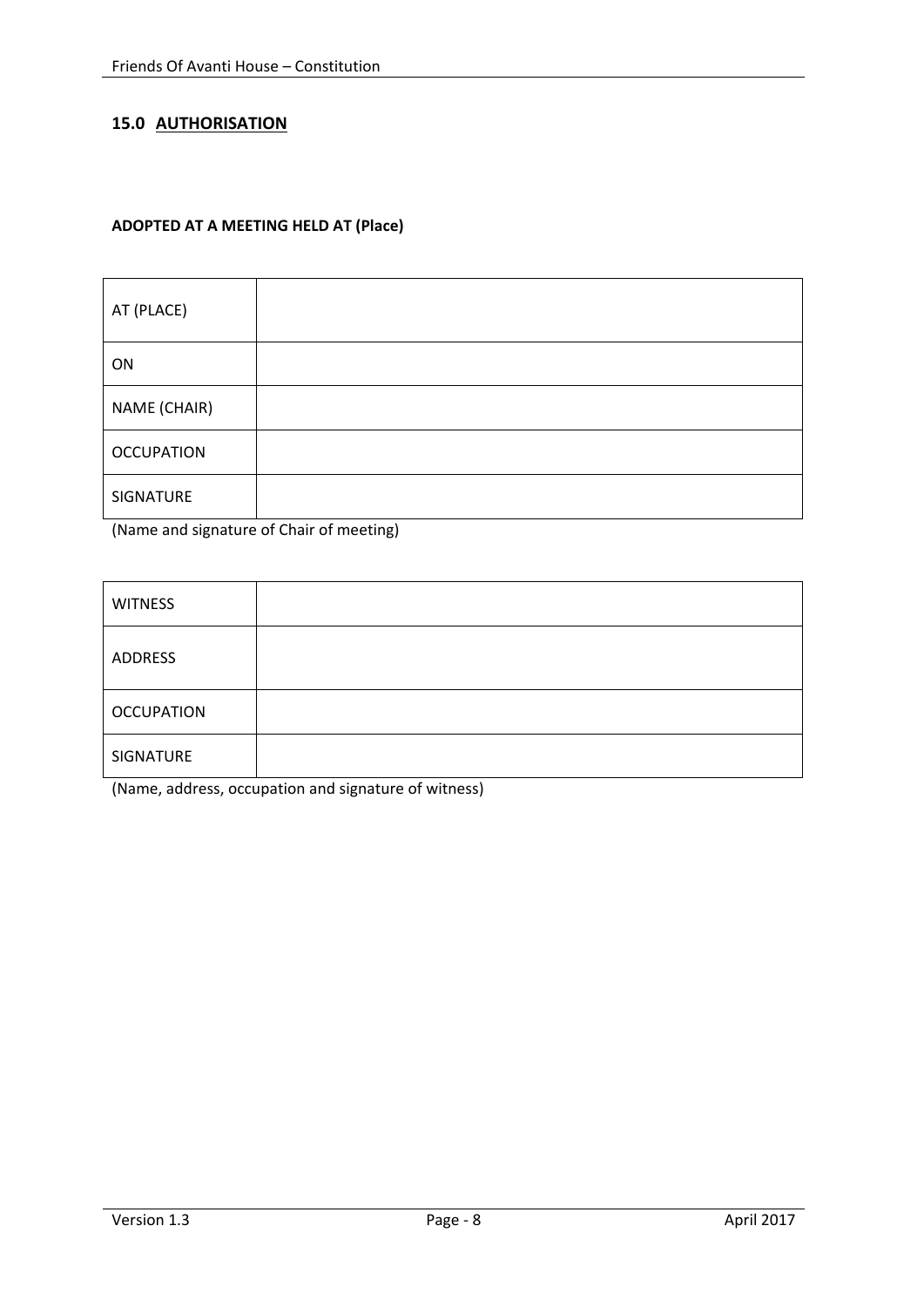## 15.0 AUTHORISATION

**ADOPTED AT A MEETING HELD AT (Place)**

| | |
|---|---|
| AT (PLACE) | |
| ON | |
| NAME (CHAIR) | |
| OCCUPATION | |
| SIGNATURE | |

(Name and signature of Chair of meeting)

| | |
|---|---|
| WITNESS | |
| ADDRESS | |
| OCCUPATION | |
| SIGNATURE | |

(Name, address, occupation and signature of witness)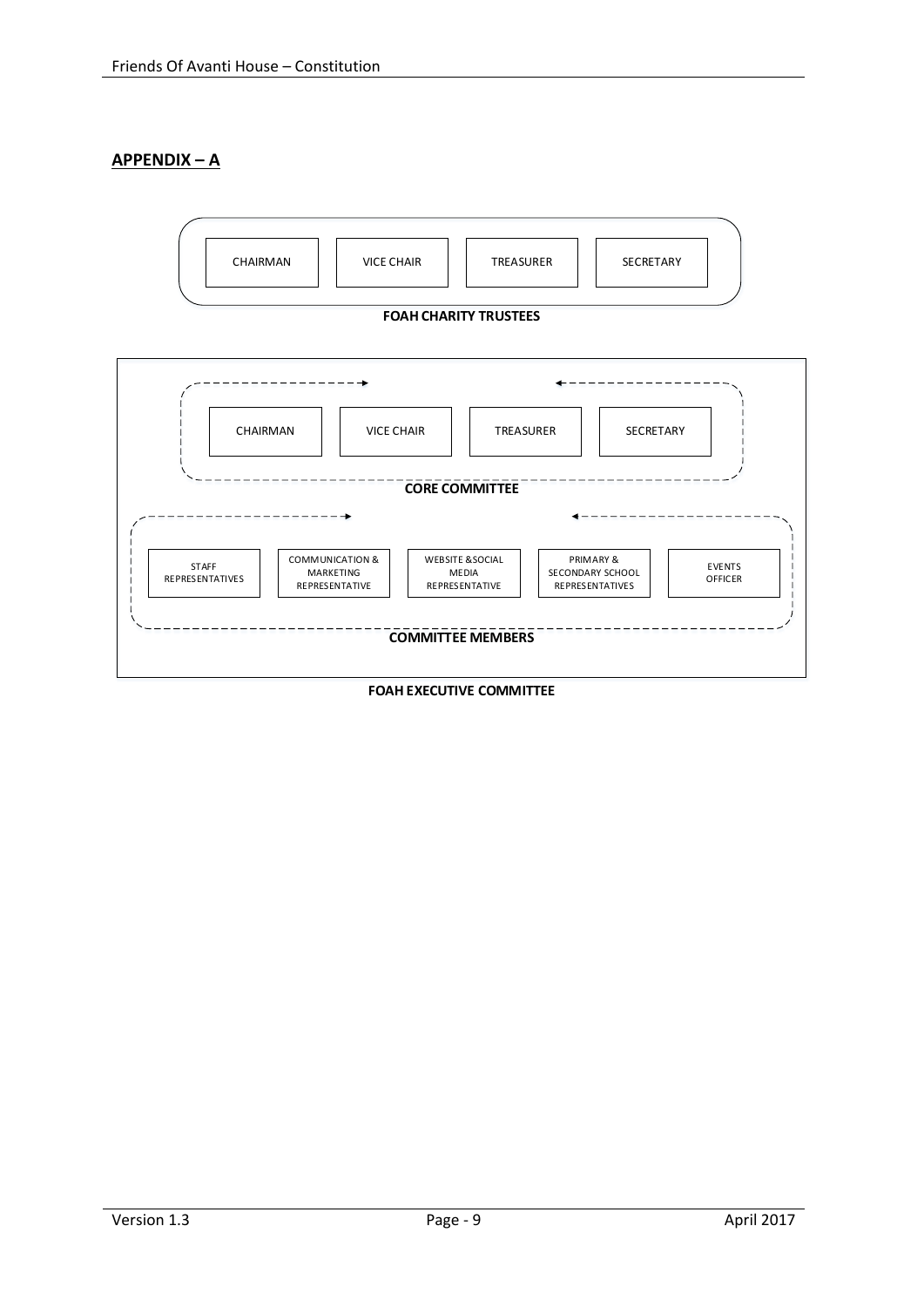## APPENDIX – A

CHAIRMAN

VICE CHAIR

TREASURER

SECRETARY

**FOAH CHARITY TRUSTEES**

CHAIRMAN

VICE CHAIR

TREASURER

SECRETARY

**CORE COMMITTEE**

STAFF REPRESENTATIVES

COMMUNICATION & MARKETING REPRESENTATIVE

WEBSITE &SOCIAL MEDIA REPRESENTATIVE

PRIMARY & SECONDARY SCHOOL REPRESENTATIVES

EVENTS OFFICER

**COMMITTEE MEMBERS**

**FOAH EXECUTIVE COMMITTEE**